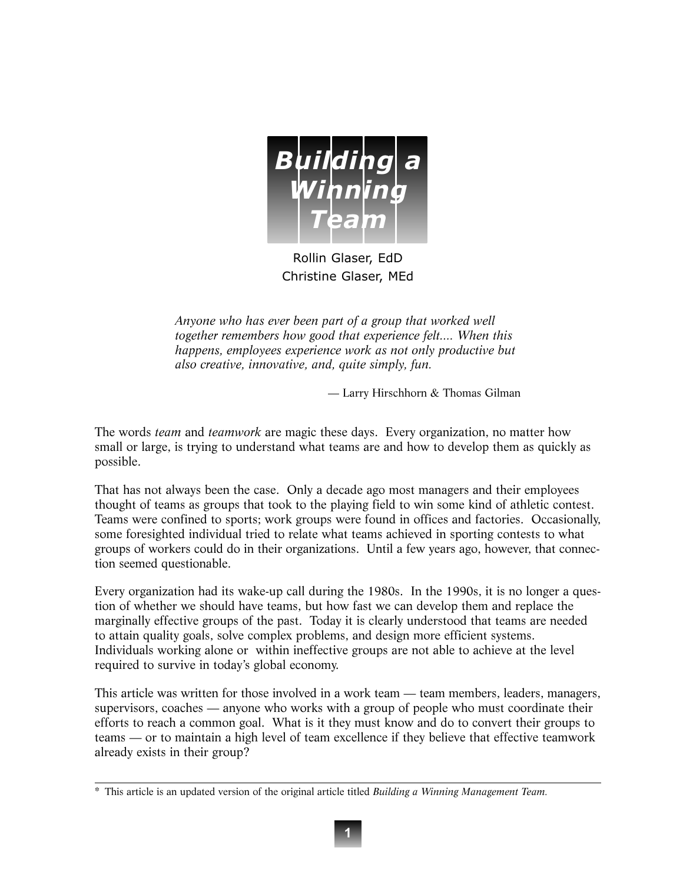# *Building a Winning Team*

Rollin Glaser, EdD
Christine Glaser, MEd

> *Anyone who has ever been part of a group that worked well together remembers how good that experience felt.... When this happens, employees experience work as not only productive but also creative, innovative, and, quite simply, fun.*
>
> — Larry Hirschhorn & Thomas Gilman

The words *team* and *teamwork* are magic these days. Every organization, no matter how small or large, is trying to understand what teams are and how to develop them as quickly as possible.

That has not always been the case. Only a decade ago most managers and their employees thought of teams as groups that took to the playing field to win some kind of athletic contest. Teams were confined to sports; work groups were found in offices and factories. Occasionally, some foresighted individual tried to relate what teams achieved in sporting contests to what groups of workers could do in their organizations. Until a few years ago, however, that connection seemed questionable.

Every organization had its wake-up call during the 1980s. In the 1990s, it is no longer a question of whether we should have teams, but how fast we can develop them and replace the marginally effective groups of the past. Today it is clearly understood that teams are needed to attain quality goals, solve complex problems, and design more efficient systems. Individuals working alone or within ineffective groups are not able to achieve at the level required to survive in today's global economy.

This article was written for those involved in a work team — team members, leaders, managers, supervisors, coaches — anyone who works with a group of people who must coordinate their efforts to reach a common goal. What is it they must know and do to convert their groups to teams — or to maintain a high level of team excellence if they believe that effective teamwork already exists in their group?

---

\* This article is an updated version of the original article titled *Building a Winning Management Team.*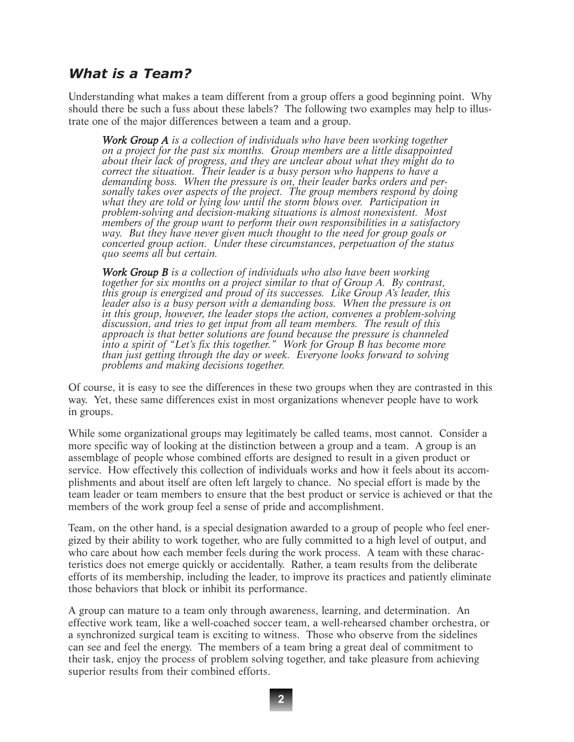## *What is a Team?*

Understanding what makes a team different from a group offers a good beginning point. Why should there be such a fuss about these labels? The following two examples may help to illustrate one of the major differences between a team and a group.

> ***Work Group A*** *is a collection of individuals who have been working together on a project for the past six months. Group members are a little disappointed about their lack of progress, and they are unclear about what they might do to correct the situation. Their leader is a busy person who happens to have a demanding boss. When the pressure is on, their leader barks orders and personally takes over aspects of the project. The group members respond by doing what they are told or lying low until the storm blows over. Participation in problem-solving and decision-making situations is almost nonexistent. Most members of the group want to perform their own responsibilities in a satisfactory way. But they have never given much thought to the need for group goals or concerted group action. Under these circumstances, perpetuation of the status quo seems all but certain.*

> ***Work Group B*** *is a collection of individuals who also have been working together for six months on a project similar to that of Group A. By contrast, this group is energized and proud of its successes. Like Group A's leader, this leader also is a busy person with a demanding boss. When the pressure is on in this group, however, the leader stops the action, convenes a problem-solving discussion, and tries to get input from all team members. The result of this approach is that better solutions are found because the pressure is channeled into a spirit of "Let's fix this together." Work for Group B has become more than just getting through the day or week. Everyone looks forward to solving problems and making decisions together.*

Of course, it is easy to see the differences in these two groups when they are contrasted in this way. Yet, these same differences exist in most organizations whenever people have to work in groups.

While some organizational groups may legitimately be called teams, most cannot. Consider a more specific way of looking at the distinction between a group and a team. A group is an assemblage of people whose combined efforts are designed to result in a given product or service. How effectively this collection of individuals works and how it feels about its accomplishments and about itself are often left largely to chance. No special effort is made by the team leader or team members to ensure that the best product or service is achieved or that the members of the work group feel a sense of pride and accomplishment.

Team, on the other hand, is a special designation awarded to a group of people who feel energized by their ability to work together, who are fully committed to a high level of output, and who care about how each member feels during the work process. A team with these characteristics does not emerge quickly or accidentally. Rather, a team results from the deliberate efforts of its membership, including the leader, to improve its practices and patiently eliminate those behaviors that block or inhibit its performance.

A group can mature to a team only through awareness, learning, and determination. An effective work team, like a well-coached soccer team, a well-rehearsed chamber orchestra, or a synchronized surgical team is exciting to witness. Those who observe from the sidelines can see and feel the energy. The members of a team bring a great deal of commitment to their task, enjoy the process of problem solving together, and take pleasure from achieving superior results from their combined efforts.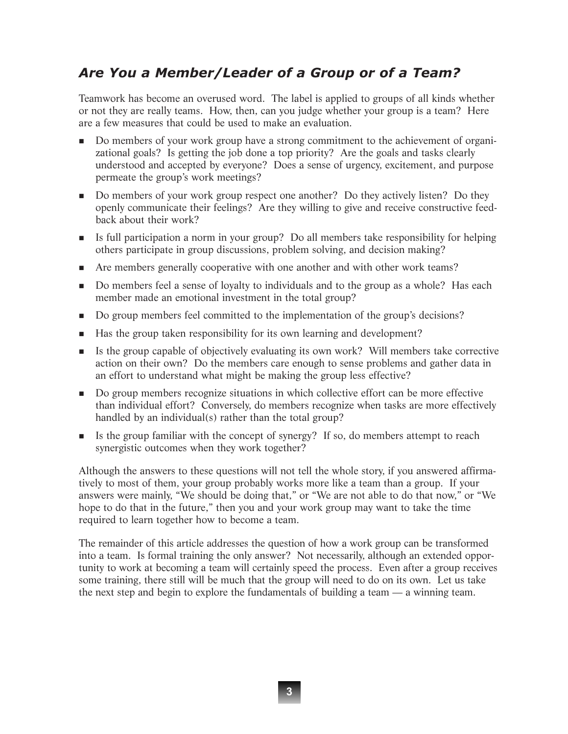## *Are You a Member/Leader of a Group or of a Team?*

Teamwork has become an overused word. The label is applied to groups of all kinds whether or not they are really teams. How, then, can you judge whether your group is a team? Here are a few measures that could be used to make an evaluation.

- Do members of your work group have a strong commitment to the achievement of organizational goals? Is getting the job done a top priority? Are the goals and tasks clearly understood and accepted by everyone? Does a sense of urgency, excitement, and purpose permeate the group's work meetings?
- Do members of your work group respect one another? Do they actively listen? Do they openly communicate their feelings? Are they willing to give and receive constructive feedback about their work?
- Is full participation a norm in your group? Do all members take responsibility for helping others participate in group discussions, problem solving, and decision making?
- Are members generally cooperative with one another and with other work teams?
- Do members feel a sense of loyalty to individuals and to the group as a whole? Has each member made an emotional investment in the total group?
- Do group members feel committed to the implementation of the group's decisions?
- Has the group taken responsibility for its own learning and development?
- Is the group capable of objectively evaluating its own work? Will members take corrective action on their own? Do the members care enough to sense problems and gather data in an effort to understand what might be making the group less effective?
- Do group members recognize situations in which collective effort can be more effective than individual effort? Conversely, do members recognize when tasks are more effectively handled by an individual(s) rather than the total group?
- Is the group familiar with the concept of synergy? If so, do members attempt to reach synergistic outcomes when they work together?

Although the answers to these questions will not tell the whole story, if you answered affirmatively to most of them, your group probably works more like a team than a group. If your answers were mainly, "We should be doing that," or "We are not able to do that now," or "We hope to do that in the future," then you and your work group may want to take the time required to learn together how to become a team.

The remainder of this article addresses the question of how a work group can be transformed into a team. Is formal training the only answer? Not necessarily, although an extended opportunity to work at becoming a team will certainly speed the process. Even after a group receives some training, there still will be much that the group will need to do on its own. Let us take the next step and begin to explore the fundamentals of building a team — a winning team.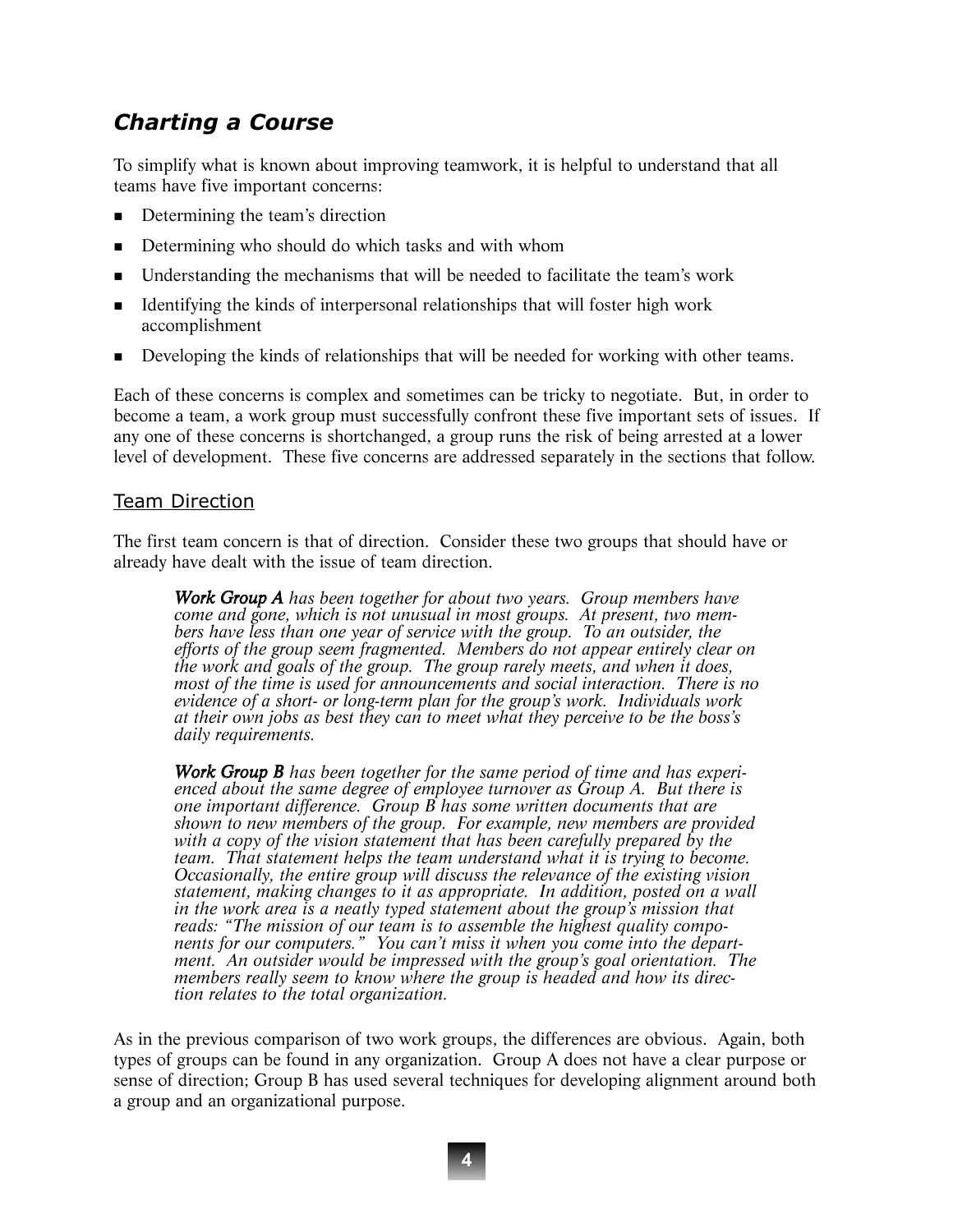## *Charting a Course*

To simplify what is known about improving teamwork, it is helpful to understand that all teams have five important concerns:

- Determining the team's direction
- Determining who should do which tasks and with whom
- Understanding the mechanisms that will be needed to facilitate the team's work
- Identifying the kinds of interpersonal relationships that will foster high work accomplishment
- Developing the kinds of relationships that will be needed for working with other teams.

Each of these concerns is complex and sometimes can be tricky to negotiate. But, in order to become a team, a work group must successfully confront these five important sets of issues. If any one of these concerns is shortchanged, a group runs the risk of being arrested at a lower level of development. These five concerns are addressed separately in the sections that follow.

### Team Direction

The first team concern is that of direction. Consider these two groups that should have or already have dealt with the issue of team direction.

> ***Work Group A*** *has been together for about two years. Group members have come and gone, which is not unusual in most groups. At present, two members have less than one year of service with the group. To an outsider, the efforts of the group seem fragmented. Members do not appear entirely clear on the work and goals of the group. The group rarely meets, and when it does, most of the time is used for announcements and social interaction. There is no evidence of a short- or long-term plan for the group's work. Individuals work at their own jobs as best they can to meet what they perceive to be the boss's daily requirements.*

> ***Work Group B*** *has been together for the same period of time and has experienced about the same degree of employee turnover as Group A. But there is one important difference. Group B has some written documents that are shown to new members of the group. For example, new members are provided with a copy of the vision statement that has been carefully prepared by the team. That statement helps the team understand what it is trying to become. Occasionally, the entire group will discuss the relevance of the existing vision statement, making changes to it as appropriate. In addition, posted on a wall in the work area is a neatly typed statement about the group's mission that reads: "The mission of our team is to assemble the highest quality components for our computers." You can't miss it when you come into the department. An outsider would be impressed with the group's goal orientation. The members really seem to know where the group is headed and how its direction relates to the total organization.*

As in the previous comparison of two work groups, the differences are obvious. Again, both types of groups can be found in any organization. Group A does not have a clear purpose or sense of direction; Group B has used several techniques for developing alignment around both a group and an organizational purpose.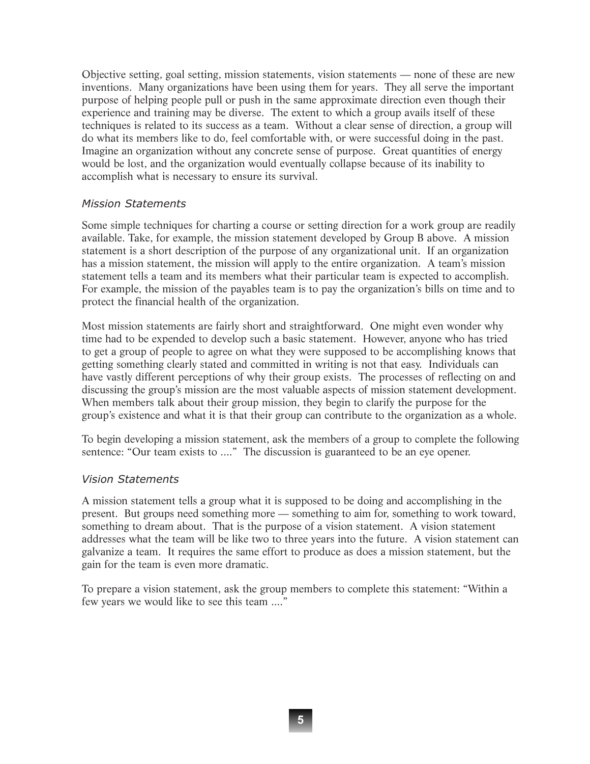Objective setting, goal setting, mission statements, vision statements — none of these are new inventions. Many organizations have been using them for years. They all serve the important purpose of helping people pull or push in the same approximate direction even though their experience and training may be diverse. The extent to which a group avails itself of these techniques is related to its success as a team. Without a clear sense of direction, a group will do what its members like to do, feel comfortable with, or were successful doing in the past. Imagine an organization without any concrete sense of purpose. Great quantities of energy would be lost, and the organization would eventually collapse because of its inability to accomplish what is necessary to ensure its survival.

### *Mission Statements*

Some simple techniques for charting a course or setting direction for a work group are readily available. Take, for example, the mission statement developed by Group B above. A mission statement is a short description of the purpose of any organizational unit. If an organization has a mission statement, the mission will apply to the entire organization. A team's mission statement tells a team and its members what their particular team is expected to accomplish. For example, the mission of the payables team is to pay the organization's bills on time and to protect the financial health of the organization.

Most mission statements are fairly short and straightforward. One might even wonder why time had to be expended to develop such a basic statement. However, anyone who has tried to get a group of people to agree on what they were supposed to be accomplishing knows that getting something clearly stated and committed in writing is not that easy. Individuals can have vastly different perceptions of why their group exists. The processes of reflecting on and discussing the group's mission are the most valuable aspects of mission statement development. When members talk about their group mission, they begin to clarify the purpose for the group's existence and what it is that their group can contribute to the organization as a whole.

To begin developing a mission statement, ask the members of a group to complete the following sentence: "Our team exists to ...." The discussion is guaranteed to be an eye opener.

### *Vision Statements*

A mission statement tells a group what it is supposed to be doing and accomplishing in the present. But groups need something more — something to aim for, something to work toward, something to dream about. That is the purpose of a vision statement. A vision statement addresses what the team will be like two to three years into the future. A vision statement can galvanize a team. It requires the same effort to produce as does a mission statement, but the gain for the team is even more dramatic.

To prepare a vision statement, ask the group members to complete this statement: "Within a few years we would like to see this team ...."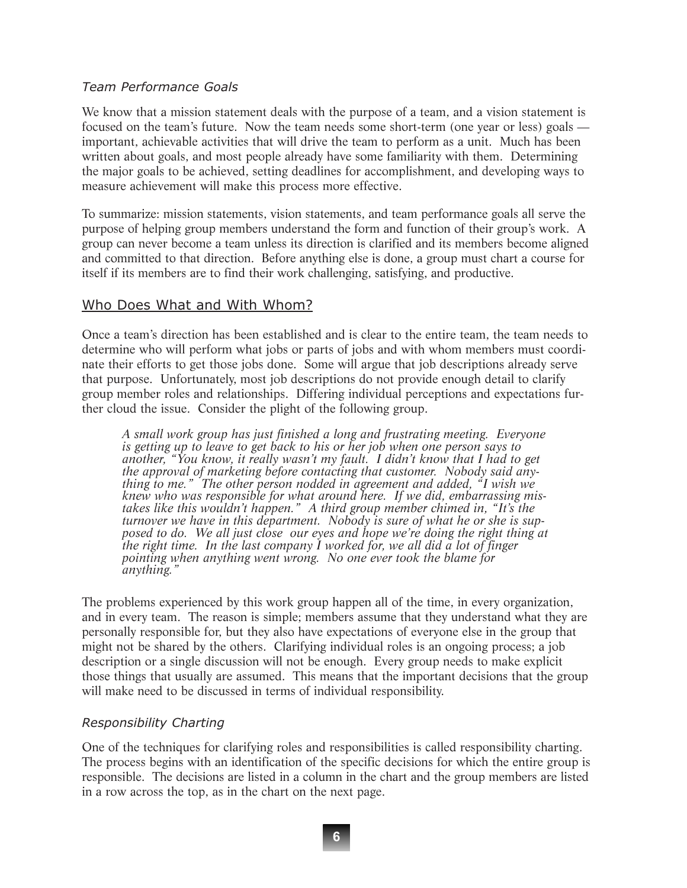### *Team Performance Goals*

We know that a mission statement deals with the purpose of a team, and a vision statement is focused on the team's future. Now the team needs some short-term (one year or less) goals — important, achievable activities that will drive the team to perform as a unit. Much has been written about goals, and most people already have some familiarity with them. Determining the major goals to be achieved, setting deadlines for accomplishment, and developing ways to measure achievement will make this process more effective.

To summarize: mission statements, vision statements, and team performance goals all serve the purpose of helping group members understand the form and function of their group's work. A group can never become a team unless its direction is clarified and its members become aligned and committed to that direction. Before anything else is done, a group must chart a course for itself if its members are to find their work challenging, satisfying, and productive.

## Who Does What and With Whom?

Once a team's direction has been established and is clear to the entire team, the team needs to determine who will perform what jobs or parts of jobs and with whom members must coordinate their efforts to get those jobs done. Some will argue that job descriptions already serve that purpose. Unfortunately, most job descriptions do not provide enough detail to clarify group member roles and relationships. Differing individual perceptions and expectations further cloud the issue. Consider the plight of the following group.

> *A small work group has just finished a long and frustrating meeting. Everyone is getting up to leave to get back to his or her job when one person says to another, "You know, it really wasn't my fault. I didn't know that I had to get the approval of marketing before contacting that customer. Nobody said anything to me." The other person nodded in agreement and added, "I wish we knew who was responsible for what around here. If we did, embarrassing mistakes like this wouldn't happen." A third group member chimed in, "It's the turnover we have in this department. Nobody is sure of what he or she is supposed to do. We all just close our eyes and hope we're doing the right thing at the right time. In the last company I worked for, we all did a lot of finger pointing when anything went wrong. No one ever took the blame for anything."*

The problems experienced by this work group happen all of the time, in every organization, and in every team. The reason is simple; members assume that they understand what they are personally responsible for, but they also have expectations of everyone else in the group that might not be shared by the others. Clarifying individual roles is an ongoing process; a job description or a single discussion will not be enough. Every group needs to make explicit those things that usually are assumed. This means that the important decisions that the group will make need to be discussed in terms of individual responsibility.

### *Responsibility Charting*

One of the techniques for clarifying roles and responsibilities is called responsibility charting. The process begins with an identification of the specific decisions for which the entire group is responsible. The decisions are listed in a column in the chart and the group members are listed in a row across the top, as in the chart on the next page.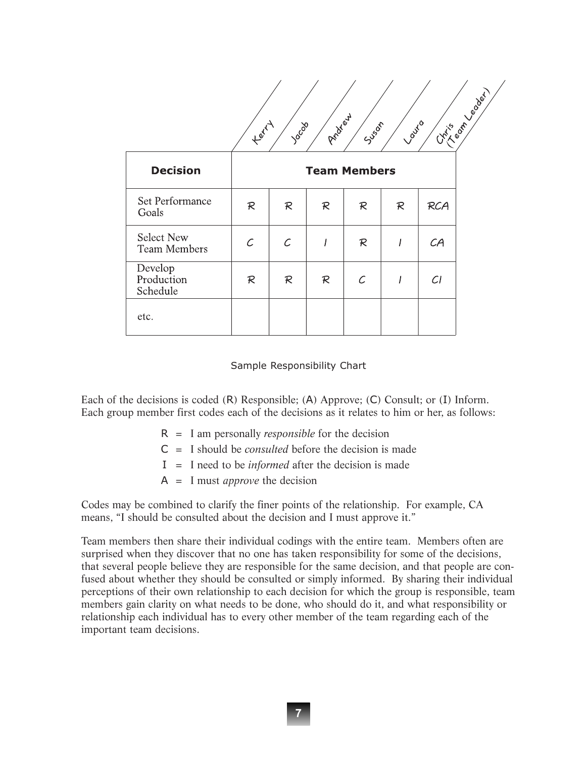| Decision | Kerry | Jacob | Andrew | Susan | Laura | Chris (Team Leader) |
|---|---|---|---|---|---|---|
| | **Team Members** | | | | | |
| Set Performance Goals | R | R | R | R | R | RCA |
| Select New Team Members | C | C | I | R | I | CA |
| Develop Production Schedule | R | R | R | C | I | CI |
| etc. | | | | | | |

Sample Responsibility Chart

Each of the decisions is coded (R) Responsible; (A) Approve; (C) Consult; or (I) Inform. Each group member first codes each of the decisions as it relates to him or her, as follows:

- R = I am personally *responsible* for the decision
- C = I should be *consulted* before the decision is made
- I = I need to be *informed* after the decision is made
- A = I must *approve* the decision

Codes may be combined to clarify the finer points of the relationship. For example, CA means, "I should be consulted about the decision and I must approve it."

Team members then share their individual codings with the entire team. Members often are surprised when they discover that no one has taken responsibility for some of the decisions, that several people believe they are responsible for the same decision, and that people are confused about whether they should be consulted or simply informed. By sharing their individual perceptions of their own relationship to each decision for which the group is responsible, team members gain clarity on what needs to be done, who should do it, and what responsibility or relationship each individual has to every other member of the team regarding each of the important team decisions.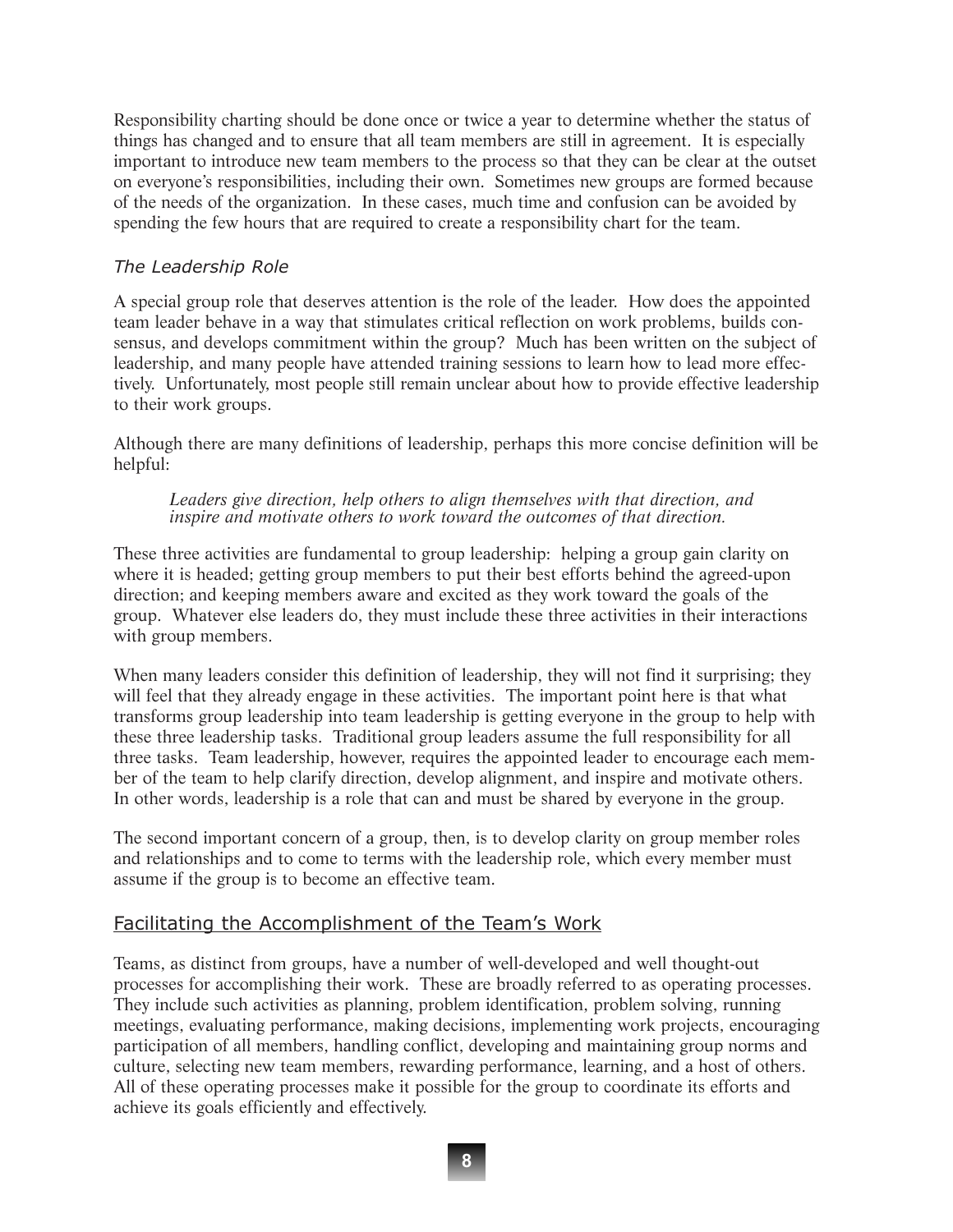Responsibility charting should be done once or twice a year to determine whether the status of things has changed and to ensure that all team members are still in agreement. It is especially important to introduce new team members to the process so that they can be clear at the outset on everyone's responsibilities, including their own. Sometimes new groups are formed because of the needs of the organization. In these cases, much time and confusion can be avoided by spending the few hours that are required to create a responsibility chart for the team.

### *The Leadership Role*

A special group role that deserves attention is the role of the leader. How does the appointed team leader behave in a way that stimulates critical reflection on work problems, builds consensus, and develops commitment within the group? Much has been written on the subject of leadership, and many people have attended training sessions to learn how to lead more effectively. Unfortunately, most people still remain unclear about how to provide effective leadership to their work groups.

Although there are many definitions of leadership, perhaps this more concise definition will be helpful:

> *Leaders give direction, help others to align themselves with that direction, and inspire and motivate others to work toward the outcomes of that direction.*

These three activities are fundamental to group leadership: helping a group gain clarity on where it is headed; getting group members to put their best efforts behind the agreed-upon direction; and keeping members aware and excited as they work toward the goals of the group. Whatever else leaders do, they must include these three activities in their interactions with group members.

When many leaders consider this definition of leadership, they will not find it surprising; they will feel that they already engage in these activities. The important point here is that what transforms group leadership into team leadership is getting everyone in the group to help with these three leadership tasks. Traditional group leaders assume the full responsibility for all three tasks. Team leadership, however, requires the appointed leader to encourage each member of the team to help clarify direction, develop alignment, and inspire and motivate others. In other words, leadership is a role that can and must be shared by everyone in the group.

The second important concern of a group, then, is to develop clarity on group member roles and relationships and to come to terms with the leadership role, which every member must assume if the group is to become an effective team.

## Facilitating the Accomplishment of the Team's Work

Teams, as distinct from groups, have a number of well-developed and well thought-out processes for accomplishing their work. These are broadly referred to as operating processes. They include such activities as planning, problem identification, problem solving, running meetings, evaluating performance, making decisions, implementing work projects, encouraging participation of all members, handling conflict, developing and maintaining group norms and culture, selecting new team members, rewarding performance, learning, and a host of others. All of these operating processes make it possible for the group to coordinate its efforts and achieve its goals efficiently and effectively.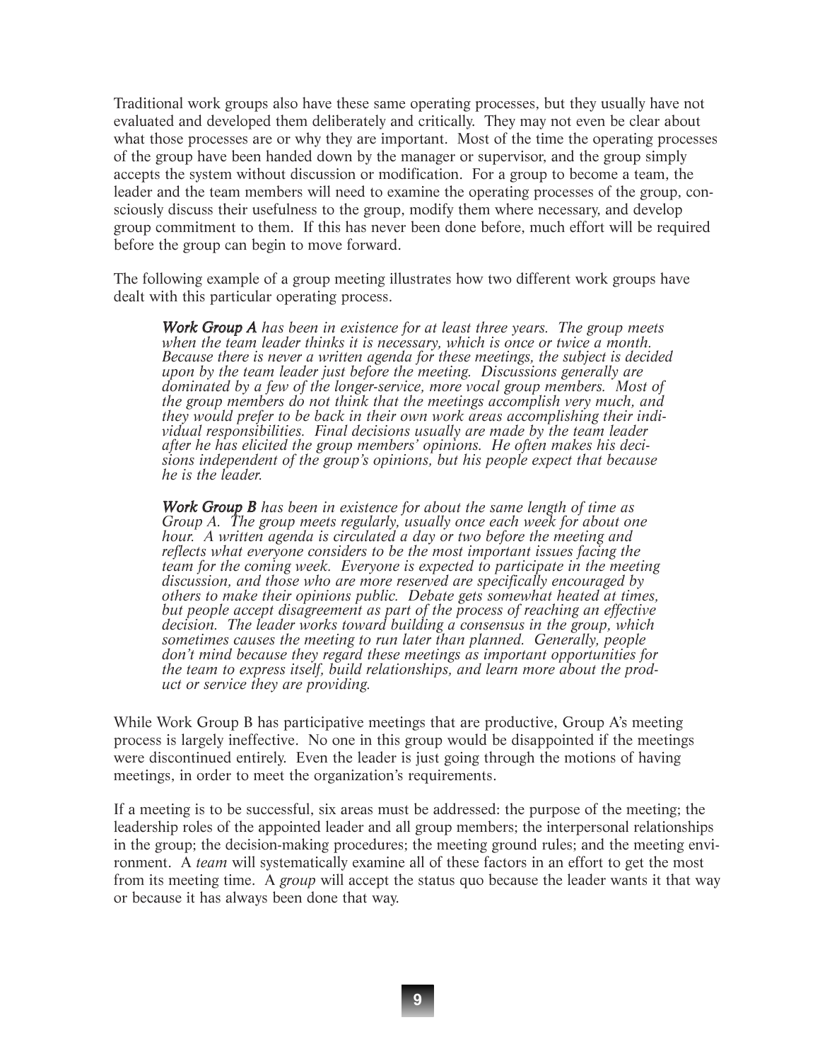Traditional work groups also have these same operating processes, but they usually have not evaluated and developed them deliberately and critically. They may not even be clear about what those processes are or why they are important. Most of the time the operating processes of the group have been handed down by the manager or supervisor, and the group simply accepts the system without discussion or modification. For a group to become a team, the leader and the team members will need to examine the operating processes of the group, consciously discuss their usefulness to the group, modify them where necessary, and develop group commitment to them. If this has never been done before, much effort will be required before the group can begin to move forward.

The following example of a group meeting illustrates how two different work groups have dealt with this particular operating process.

> ***Work Group A*** *has been in existence for at least three years. The group meets when the team leader thinks it is necessary, which is once or twice a month. Because there is never a written agenda for these meetings, the subject is decided upon by the team leader just before the meeting. Discussions generally are dominated by a few of the longer-service, more vocal group members. Most of the group members do not think that the meetings accomplish very much, and they would prefer to be back in their own work areas accomplishing their individual responsibilities. Final decisions usually are made by the team leader after he has elicited the group members' opinions. He often makes his decisions independent of the group's opinions, but his people expect that because he is the leader.*
>
> ***Work Group B*** *has been in existence for about the same length of time as Group A. The group meets regularly, usually once each week for about one hour. A written agenda is circulated a day or two before the meeting and reflects what everyone considers to be the most important issues facing the team for the coming week. Everyone is expected to participate in the meeting discussion, and those who are more reserved are specifically encouraged by others to make their opinions public. Debate gets somewhat heated at times, but people accept disagreement as part of the process of reaching an effective decision. The leader works toward building a consensus in the group, which sometimes causes the meeting to run later than planned. Generally, people don't mind because they regard these meetings as important opportunities for the team to express itself, build relationships, and learn more about the product or service they are providing.*

While Work Group B has participative meetings that are productive, Group A's meeting process is largely ineffective. No one in this group would be disappointed if the meetings were discontinued entirely. Even the leader is just going through the motions of having meetings, in order to meet the organization's requirements.

If a meeting is to be successful, six areas must be addressed: the purpose of the meeting; the leadership roles of the appointed leader and all group members; the interpersonal relationships in the group; the decision-making procedures; the meeting ground rules; and the meeting environment. A *team* will systematically examine all of these factors in an effort to get the most from its meeting time. A *group* will accept the status quo because the leader wants it that way or because it has always been done that way.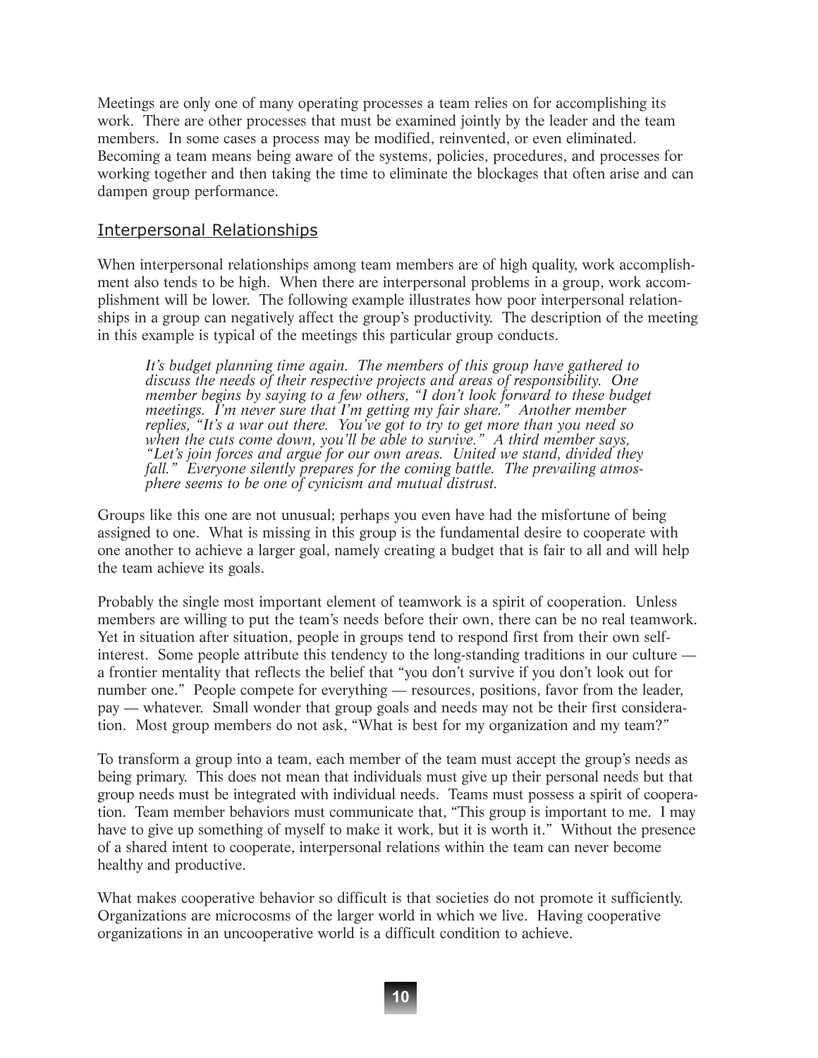Meetings are only one of many operating processes a team relies on for accomplishing its work. There are other processes that must be examined jointly by the leader and the team members. In some cases a process may be modified, reinvented, or even eliminated. Becoming a team means being aware of the systems, policies, procedures, and processes for working together and then taking the time to eliminate the blockages that often arise and can dampen group performance.

## Interpersonal Relationships

When interpersonal relationships among team members are of high quality, work accomplishment also tends to be high. When there are interpersonal problems in a group, work accomplishment will be lower. The following example illustrates how poor interpersonal relationships in a group can negatively affect the group's productivity. The description of the meeting in this example is typical of the meetings this particular group conducts.

> *It's budget planning time again. The members of this group have gathered to discuss the needs of their respective projects and areas of responsibility. One member begins by saying to a few others, "I don't look forward to these budget meetings. I'm never sure that I'm getting my fair share." Another member replies, "It's a war out there. You've got to try to get more than you need so when the cuts come down, you'll be able to survive." A third member says, "Let's join forces and argue for our own areas. United we stand, divided they fall." Everyone silently prepares for the coming battle. The prevailing atmosphere seems to be one of cynicism and mutual distrust.*

Groups like this one are not unusual; perhaps you even have had the misfortune of being assigned to one. What is missing in this group is the fundamental desire to cooperate with one another to achieve a larger goal, namely creating a budget that is fair to all and will help the team achieve its goals.

Probably the single most important element of teamwork is a spirit of cooperation. Unless members are willing to put the team's needs before their own, there can be no real teamwork. Yet in situation after situation, people in groups tend to respond first from their own self-interest. Some people attribute this tendency to the long-standing traditions in our culture — a frontier mentality that reflects the belief that "you don't survive if you don't look out for number one." People compete for everything — resources, positions, favor from the leader, pay — whatever. Small wonder that group goals and needs may not be their first consideration. Most group members do not ask, "What is best for my organization and my team?"

To transform a group into a team, each member of the team must accept the group's needs as being primary. This does not mean that individuals must give up their personal needs but that group needs must be integrated with individual needs. Teams must possess a spirit of cooperation. Team member behaviors must communicate that, "This group is important to me. I may have to give up something of myself to make it work, but it is worth it." Without the presence of a shared intent to cooperate, interpersonal relations within the team can never become healthy and productive.

What makes cooperative behavior so difficult is that societies do not promote it sufficiently. Organizations are microcosms of the larger world in which we live. Having cooperative organizations in an uncooperative world is a difficult condition to achieve.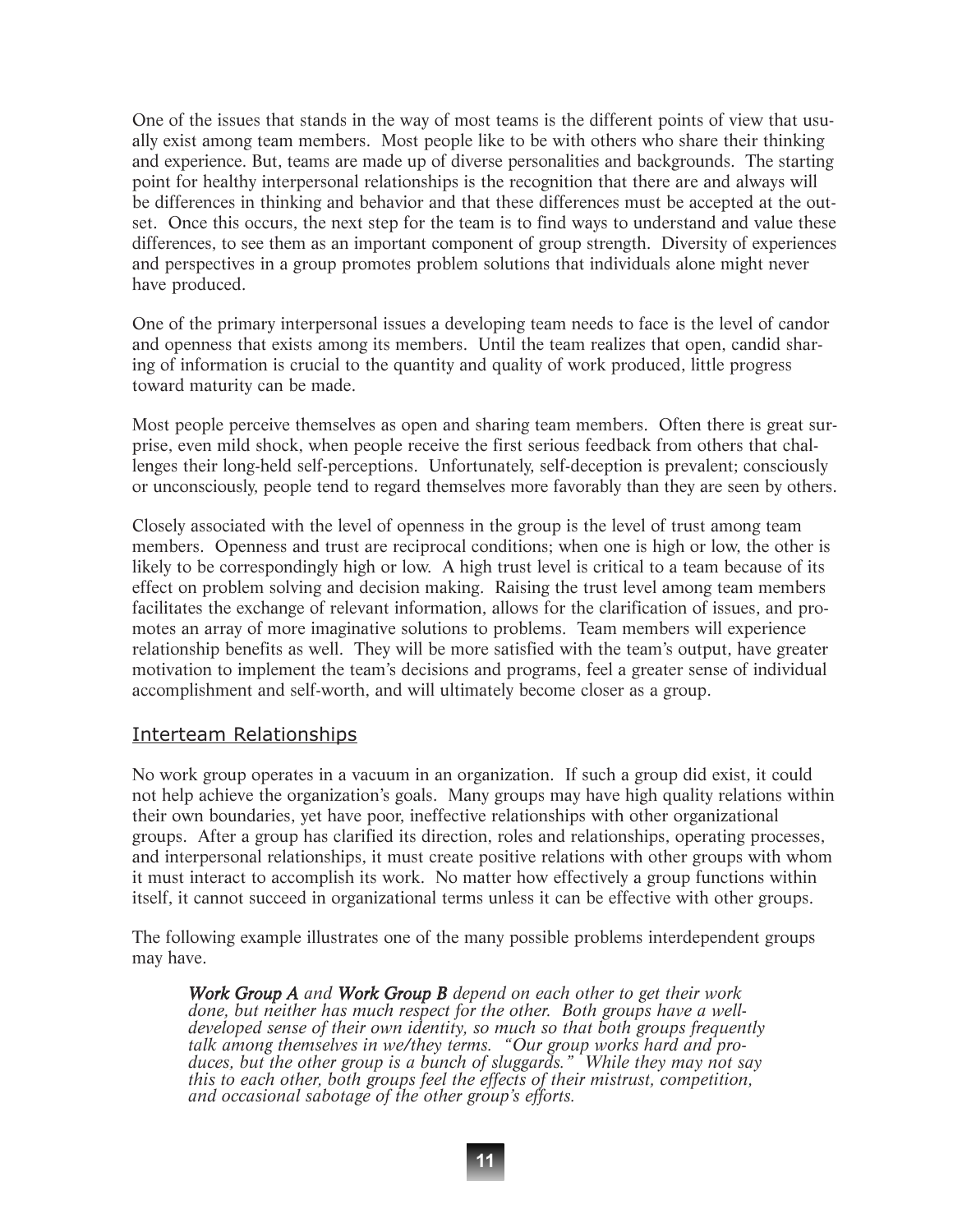One of the issues that stands in the way of most teams is the different points of view that usually exist among team members. Most people like to be with others who share their thinking and experience. But, teams are made up of diverse personalities and backgrounds. The starting point for healthy interpersonal relationships is the recognition that there are and always will be differences in thinking and behavior and that these differences must be accepted at the outset. Once this occurs, the next step for the team is to find ways to understand and value these differences, to see them as an important component of group strength. Diversity of experiences and perspectives in a group promotes problem solutions that individuals alone might never have produced.

One of the primary interpersonal issues a developing team needs to face is the level of candor and openness that exists among its members. Until the team realizes that open, candid sharing of information is crucial to the quantity and quality of work produced, little progress toward maturity can be made.

Most people perceive themselves as open and sharing team members. Often there is great surprise, even mild shock, when people receive the first serious feedback from others that challenges their long-held self-perceptions. Unfortunately, self-deception is prevalent; consciously or unconsciously, people tend to regard themselves more favorably than they are seen by others.

Closely associated with the level of openness in the group is the level of trust among team members. Openness and trust are reciprocal conditions; when one is high or low, the other is likely to be correspondingly high or low. A high trust level is critical to a team because of its effect on problem solving and decision making. Raising the trust level among team members facilitates the exchange of relevant information, allows for the clarification of issues, and promotes an array of more imaginative solutions to problems. Team members will experience relationship benefits as well. They will be more satisfied with the team's output, have greater motivation to implement the team's decisions and programs, feel a greater sense of individual accomplishment and self-worth, and will ultimately become closer as a group.

## Interteam Relationships

No work group operates in a vacuum in an organization. If such a group did exist, it could not help achieve the organization's goals. Many groups may have high quality relations within their own boundaries, yet have poor, ineffective relationships with other organizational groups. After a group has clarified its direction, roles and relationships, operating processes, and interpersonal relationships, it must create positive relations with other groups with whom it must interact to accomplish its work. No matter how effectively a group functions within itself, it cannot succeed in organizational terms unless it can be effective with other groups.

The following example illustrates one of the many possible problems interdependent groups may have.

> ***Work Group A*** *and* ***Work Group B*** *depend on each other to get their work done, but neither has much respect for the other. Both groups have a well-developed sense of their own identity, so much so that both groups frequently talk among themselves in we/they terms. "Our group works hard and produces, but the other group is a bunch of sluggards." While they may not say this to each other, both groups feel the effects of their mistrust, competition, and occasional sabotage of the other group's efforts.*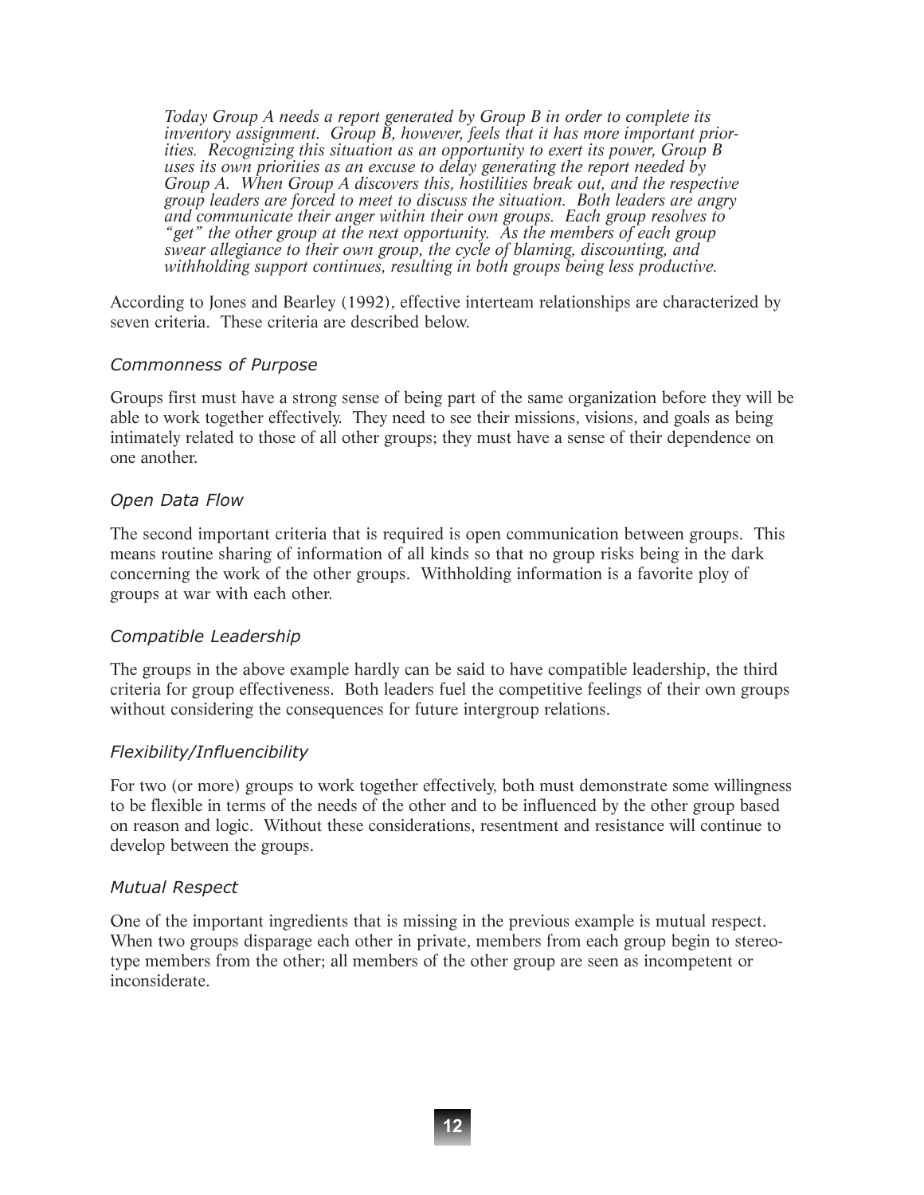*Today Group A needs a report generated by Group B in order to complete its inventory assignment. Group B, however, feels that it has more important priorities. Recognizing this situation as an opportunity to exert its power, Group B uses its own priorities as an excuse to delay generating the report needed by Group A. When Group A discovers this, hostilities break out, and the respective group leaders are forced to meet to discuss the situation. Both leaders are angry and communicate their anger within their own groups. Each group resolves to "get" the other group at the next opportunity. As the members of each group swear allegiance to their own group, the cycle of blaming, discounting, and withholding support continues, resulting in both groups being less productive.*

According to Jones and Bearley (1992), effective interteam relationships are characterized by seven criteria. These criteria are described below.

### *Commonness of Purpose*

Groups first must have a strong sense of being part of the same organization before they will be able to work together effectively. They need to see their missions, visions, and goals as being intimately related to those of all other groups; they must have a sense of their dependence on one another.

### *Open Data Flow*

The second important criteria that is required is open communication between groups. This means routine sharing of information of all kinds so that no group risks being in the dark concerning the work of the other groups. Withholding information is a favorite ploy of groups at war with each other.

### *Compatible Leadership*

The groups in the above example hardly can be said to have compatible leadership, the third criteria for group effectiveness. Both leaders fuel the competitive feelings of their own groups without considering the consequences for future intergroup relations.

### *Flexibility/Influencibility*

For two (or more) groups to work together effectively, both must demonstrate some willingness to be flexible in terms of the needs of the other and to be influenced by the other group based on reason and logic. Without these considerations, resentment and resistance will continue to develop between the groups.

### *Mutual Respect*

One of the important ingredients that is missing in the previous example is mutual respect. When two groups disparage each other in private, members from each group begin to stereotype members from the other; all members of the other group are seen as incompetent or inconsiderate.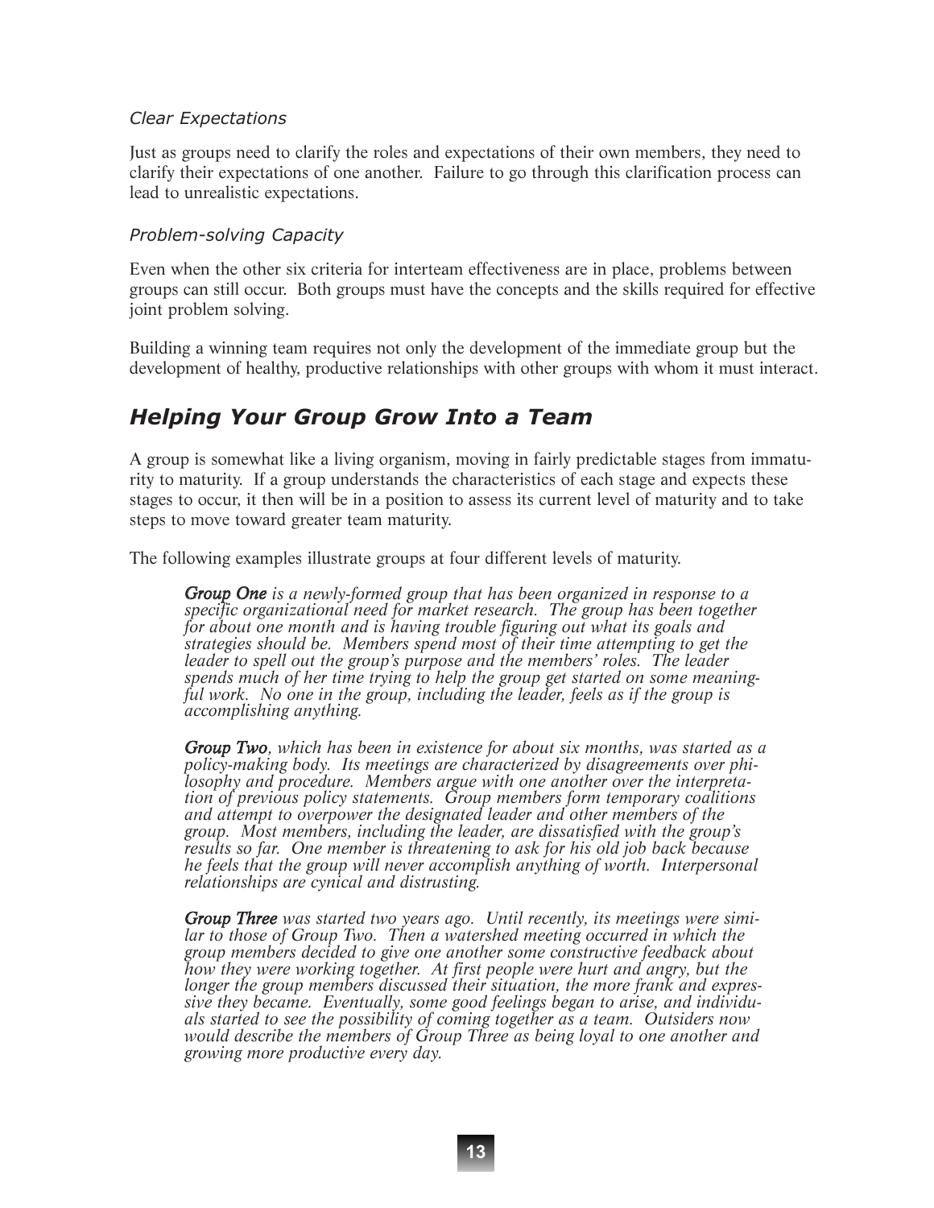#### *Clear Expectations*

Just as groups need to clarify the roles and expectations of their own members, they need to clarify their expectations of one another. Failure to go through this clarification process can lead to unrealistic expectations.

#### *Problem-solving Capacity*

Even when the other six criteria for interteam effectiveness are in place, problems between groups can still occur. Both groups must have the concepts and the skills required for effective joint problem solving.

Building a winning team requires not only the development of the immediate group but the development of healthy, productive relationships with other groups with whom it must interact.

## *Helping Your Group Grow Into a Team*

A group is somewhat like a living organism, moving in fairly predictable stages from immaturity to maturity. If a group understands the characteristics of each stage and expects these stages to occur, it then will be in a position to assess its current level of maturity and to take steps to move toward greater team maturity.

The following examples illustrate groups at four different levels of maturity.

> ***Group One*** *is a newly-formed group that has been organized in response to a specific organizational need for market research. The group has been together for about one month and is having trouble figuring out what its goals and strategies should be. Members spend most of their time attempting to get the leader to spell out the group's purpose and the members' roles. The leader spends much of her time trying to help the group get started on some meaningful work. No one in the group, including the leader, feels as if the group is accomplishing anything.*
>
> ***Group Two****, which has been in existence for about six months, was started as a policy-making body. Its meetings are characterized by disagreements over philosophy and procedure. Members argue with one another over the interpretation of previous policy statements. Group members form temporary coalitions and attempt to overpower the designated leader and other members of the group. Most members, including the leader, are dissatisfied with the group's results so far. One member is threatening to ask for his old job back because he feels that the group will never accomplish anything of worth. Interpersonal relationships are cynical and distrusting.*
>
> ***Group Three*** *was started two years ago. Until recently, its meetings were similar to those of Group Two. Then a watershed meeting occurred in which the group members decided to give one another some constructive feedback about how they were working together. At first people were hurt and angry, but the longer the group members discussed their situation, the more frank and expressive they became. Eventually, some good feelings began to arise, and individuals started to see the possibility of coming together as a team. Outsiders now would describe the members of Group Three as being loyal to one another and growing more productive every day.*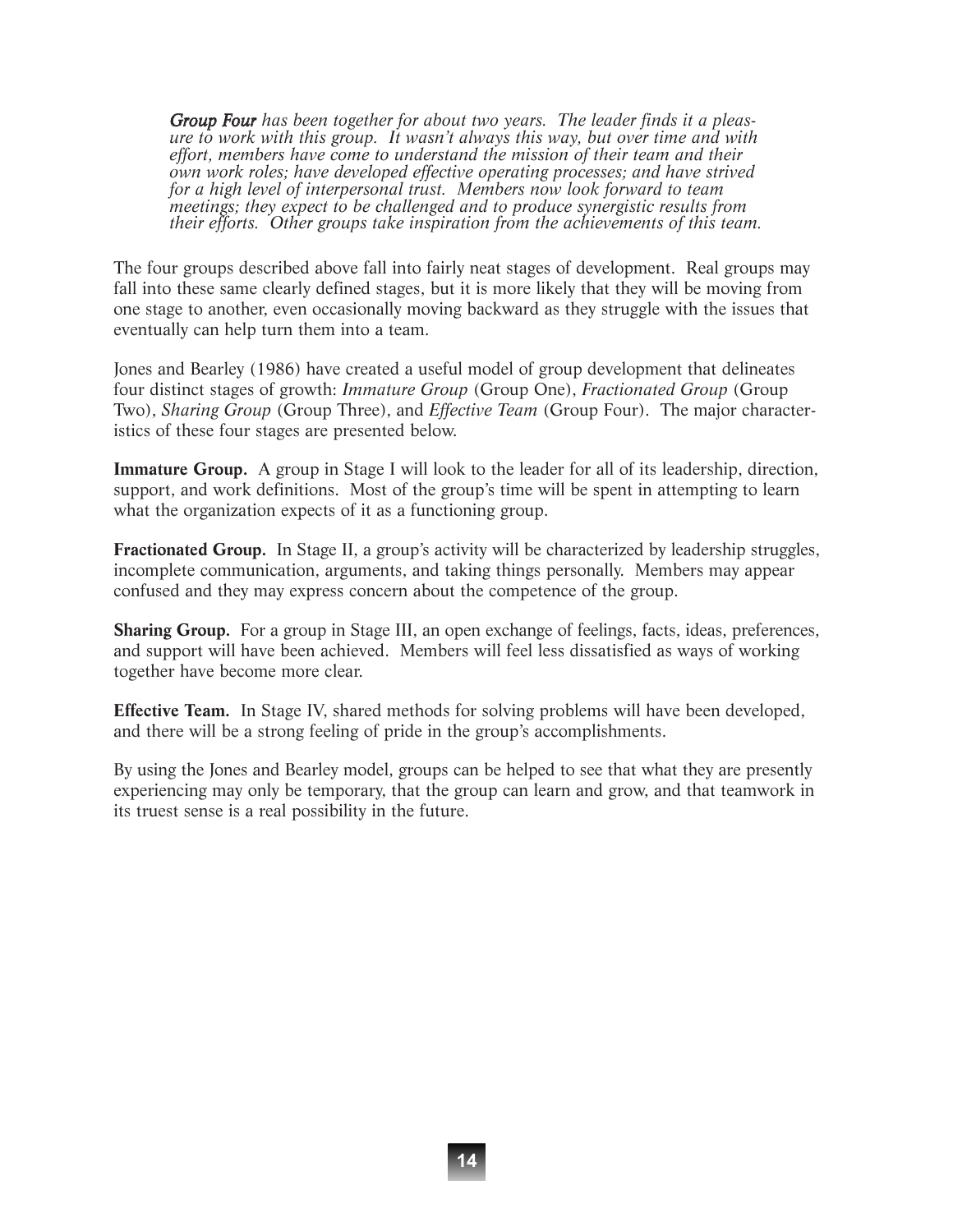***Group Four*** *has been together for about two years. The leader finds it a pleasure to work with this group. It wasn't always this way, but over time and with effort, members have come to understand the mission of their team and their own work roles; have developed effective operating processes; and have strived for a high level of interpersonal trust. Members now look forward to team meetings; they expect to be challenged and to produce synergistic results from their efforts. Other groups take inspiration from the achievements of this team.*

The four groups described above fall into fairly neat stages of development. Real groups may fall into these same clearly defined stages, but it is more likely that they will be moving from one stage to another, even occasionally moving backward as they struggle with the issues that eventually can help turn them into a team.

Jones and Bearley (1986) have created a useful model of group development that delineates four distinct stages of growth: *Immature Group* (Group One), *Fractionated Group* (Group Two), *Sharing Group* (Group Three), and *Effective Team* (Group Four). The major characteristics of these four stages are presented below.

**Immature Group.** A group in Stage I will look to the leader for all of its leadership, direction, support, and work definitions. Most of the group's time will be spent in attempting to learn what the organization expects of it as a functioning group.

**Fractionated Group.** In Stage II, a group's activity will be characterized by leadership struggles, incomplete communication, arguments, and taking things personally. Members may appear confused and they may express concern about the competence of the group.

**Sharing Group.** For a group in Stage III, an open exchange of feelings, facts, ideas, preferences, and support will have been achieved. Members will feel less dissatisfied as ways of working together have become more clear.

**Effective Team.** In Stage IV, shared methods for solving problems will have been developed, and there will be a strong feeling of pride in the group's accomplishments.

By using the Jones and Bearley model, groups can be helped to see that what they are presently experiencing may only be temporary, that the group can learn and grow, and that teamwork in its truest sense is a real possibility in the future.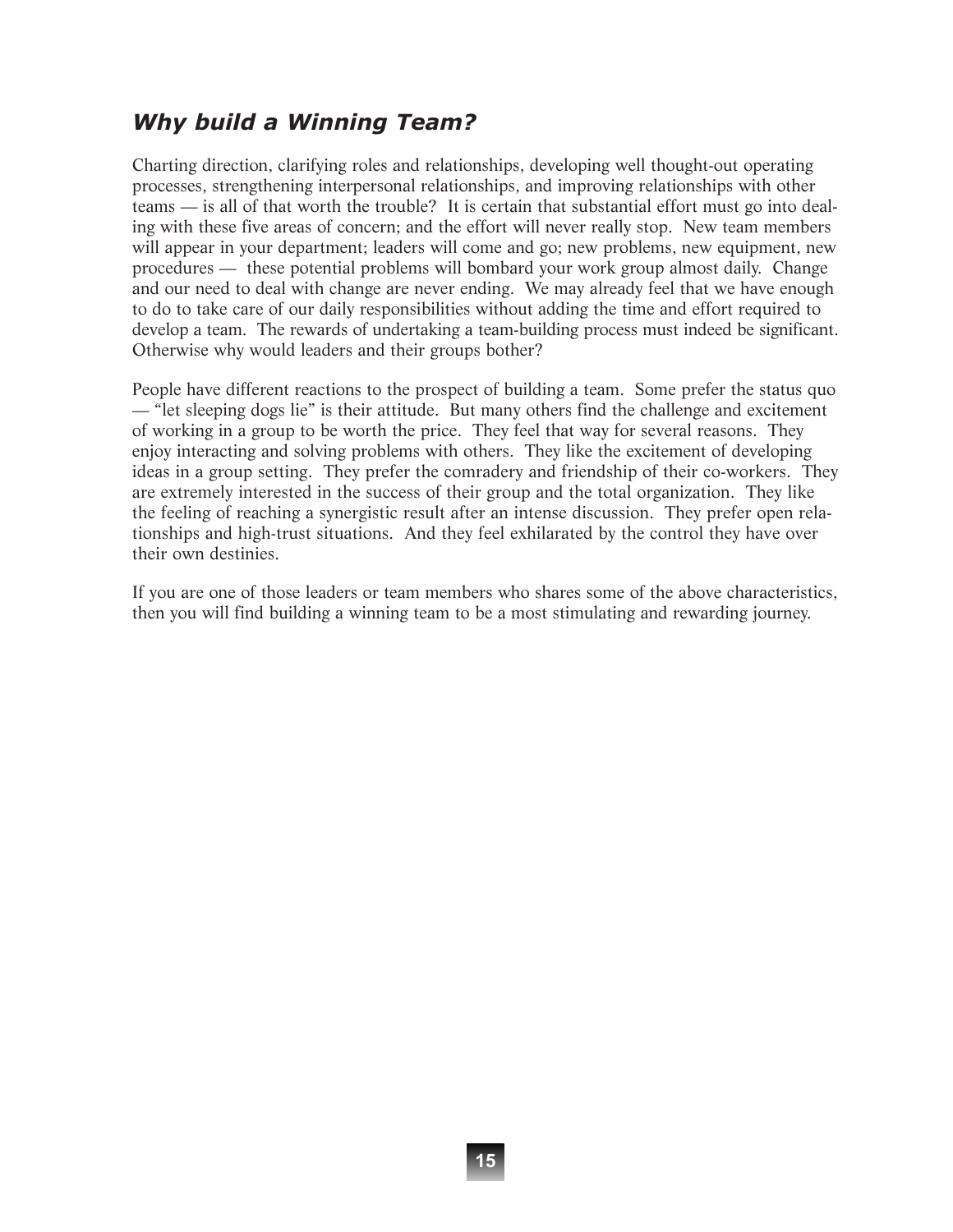## *Why build a Winning Team?*

Charting direction, clarifying roles and relationships, developing well thought-out operating processes, strengthening interpersonal relationships, and improving relationships with other teams — is all of that worth the trouble? It is certain that substantial effort must go into dealing with these five areas of concern; and the effort will never really stop. New team members will appear in your department; leaders will come and go; new problems, new equipment, new procedures — these potential problems will bombard your work group almost daily. Change and our need to deal with change are never ending. We may already feel that we have enough to do to take care of our daily responsibilities without adding the time and effort required to develop a team. The rewards of undertaking a team-building process must indeed be significant. Otherwise why would leaders and their groups bother?

People have different reactions to the prospect of building a team. Some prefer the status quo — "let sleeping dogs lie" is their attitude. But many others find the challenge and excitement of working in a group to be worth the price. They feel that way for several reasons. They enjoy interacting and solving problems with others. They like the excitement of developing ideas in a group setting. They prefer the comradery and friendship of their co-workers. They are extremely interested in the success of their group and the total organization. They like the feeling of reaching a synergistic result after an intense discussion. They prefer open relationships and high-trust situations. And they feel exhilarated by the control they have over their own destinies.

If you are one of those leaders or team members who shares some of the above characteristics, then you will find building a winning team to be a most stimulating and rewarding journey.